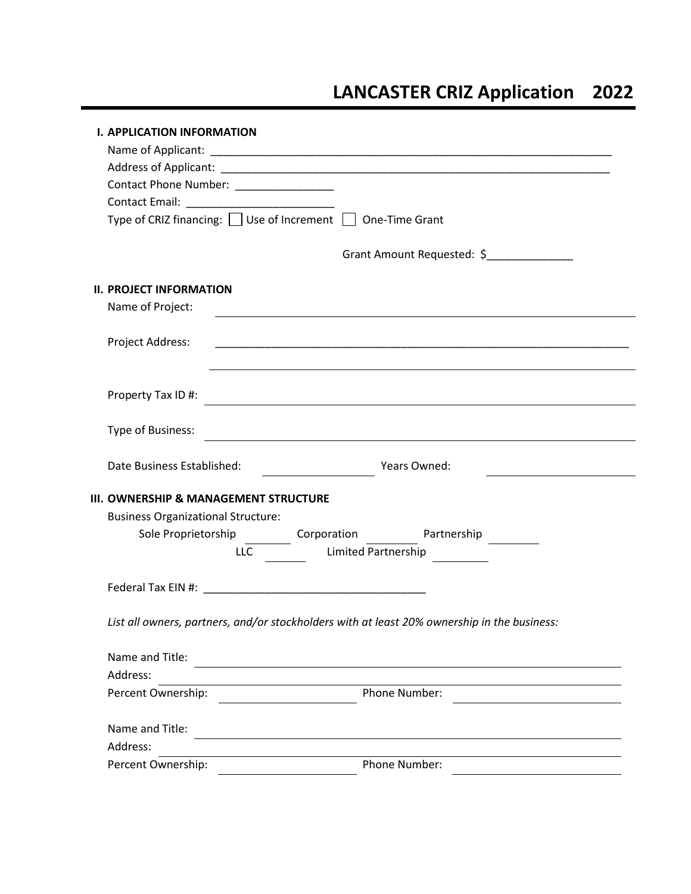# LANCASTER CRIZ Application 2022

## I. APPLICATION INFORMATION

Name of Applicant: ___________________________________________________________________

Address of Applicant: _________________________________________________________________

Contact Phone Number: ________________

Contact Email: ________________________

Type of CRIZ financing: ☐ Use of Increment ☐ One-Time Grant

Grant Amount Requested: $______________

## II. PROJECT INFORMATION

Name of Project: ________________________________________________________________

Project Address: ________________________________________________________________

________________________________________________________________

Property Tax ID #: ________________________________________________________________

Type of Business: ________________________________________________________________

Date Business Established: ________________ Years Owned: ________________

## III. OWNERSHIP & MANAGEMENT STRUCTURE

Business Organizational Structure:

Sole Proprietorship ________ Corporation ________ Partnership ________

LLC ________ Limited Partnership ________

Federal Tax EIN #: ___________________________________

*List all owners, partners, and/or stockholders with at least 20% ownership in the business:*

Name and Title: ________________________________________________________________

Address: ________________________________________________________________

Percent Ownership: ____________________ Phone Number: ____________________

Name and Title: ________________________________________________________________

Address: ________________________________________________________________

Percent Ownership: ____________________ Phone Number: ____________________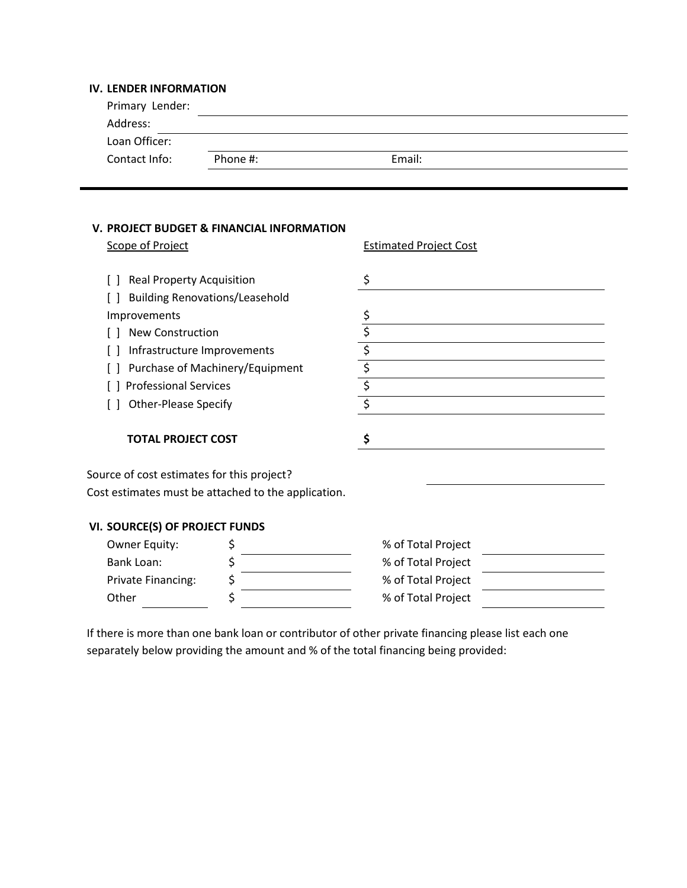### IV. LENDER INFORMATION

Primary Lender: \_\_\_\_\_\_\_\_\_\_\_\_\_\_\_\_\_\_\_\_

Address: \_\_\_\_\_\_\_\_\_\_\_\_\_\_\_\_\_\_\_\_

Loan Officer: \_\_\_\_\_\_\_\_\_\_\_\_\_\_\_\_\_\_\_\_

Contact Info: Phone #: \_\_\_\_\_\_\_\_\_\_ Email: \_\_\_\_\_\_\_\_\_\_

---

### V. PROJECT BUDGET & FINANCIAL INFORMATION

| Scope of Project | Estimated Project Cost |
|---|---|
| [ ] Real Property Acquisition | $ |
| [ ] Building Renovations/Leasehold Improvements | $ |
| [ ] New Construction | $ |
| [ ] Infrastructure Improvements | $ |
| [ ] Purchase of Machinery/Equipment | $ |
| [ ] Professional Services | $ |
| [ ] Other-Please Specify | $ |
| **TOTAL PROJECT COST** | **$** |

Source of cost estimates for this project? \_\_\_\_\_\_\_\_\_\_

Cost estimates must be attached to the application.

### VI. SOURCE(S) OF PROJECT FUNDS

| Source | Amount | % of Total Project |
|---|---|---|
| Owner Equity: | $ | % of Total Project |
| Bank Loan: | $ | % of Total Project |
| Private Financing: | $ | % of Total Project |
| Other \_\_\_\_\_\_\_\_\_\_ | $ | % of Total Project |

If there is more than one bank loan or contributor of other private financing please list each one separately below providing the amount and % of the total financing being provided: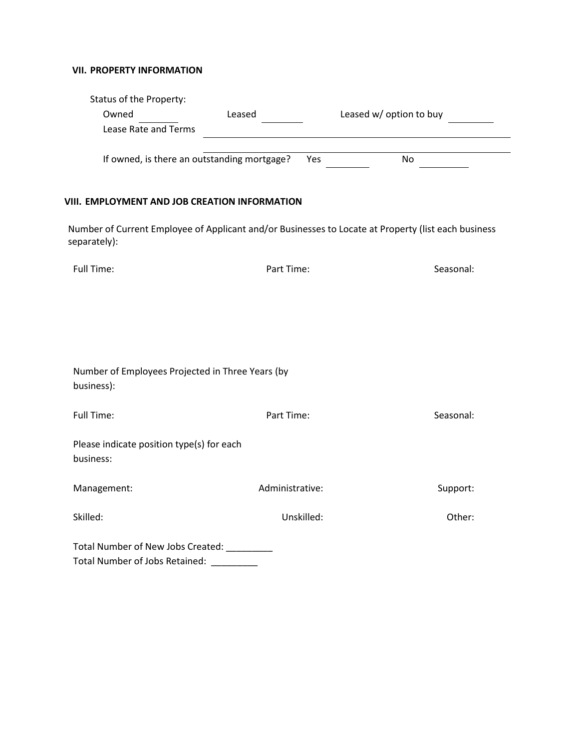## VII. PROPERTY INFORMATION

Status of the Property:

Owned ________ Leased ________ Leased w/ option to buy ________

Lease Rate and Terms ______________________________________________

______________________________________________

If owned, is there an outstanding mortgage? Yes ________ No ________

## VIII. EMPLOYMENT AND JOB CREATION INFORMATION

Number of Current Employee of Applicant and/or Businesses to Locate at Property (list each business separately):

Full Time: Part Time: Seasonal:

Number of Employees Projected in Three Years (by business):

Full Time: Part Time: Seasonal:

Please indicate position type(s) for each business:

Management: Administrative: Support:

Skilled: Unskilled: Other:

Total Number of New Jobs Created: _________

Total Number of Jobs Retained: _________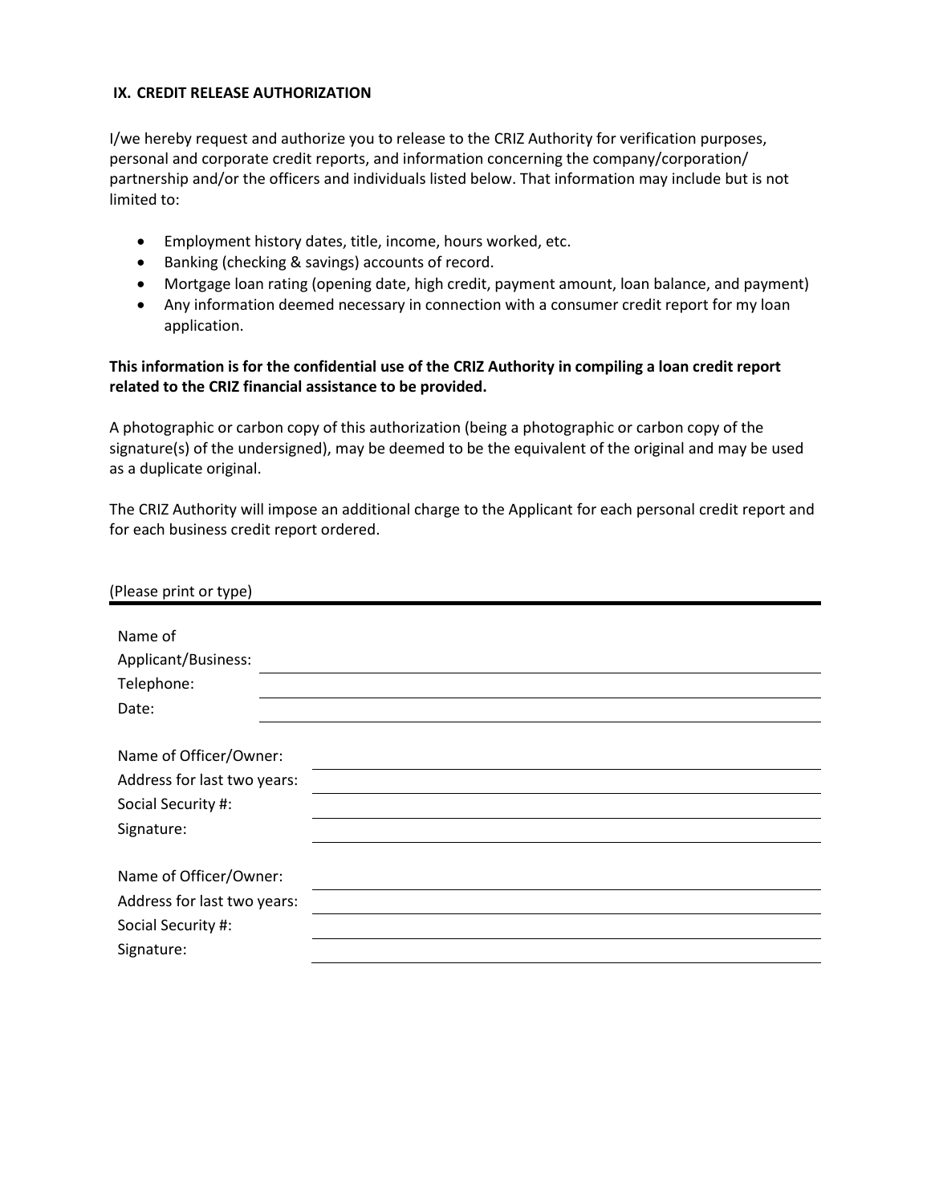## IX. CREDIT RELEASE AUTHORIZATION

I/we hereby request and authorize you to release to the CRIZ Authority for verification purposes, personal and corporate credit reports, and information concerning the company/corporation/ partnership and/or the officers and individuals listed below. That information may include but is not limited to:

- Employment history dates, title, income, hours worked, etc.
- Banking (checking & savings) accounts of record.
- Mortgage loan rating (opening date, high credit, payment amount, loan balance, and payment)
- Any information deemed necessary in connection with a consumer credit report for my loan application.

**This information is for the confidential use of the CRIZ Authority in compiling a loan credit report related to the CRIZ financial assistance to be provided.**

A photographic or carbon copy of this authorization (being a photographic or carbon copy of the signature(s) of the undersigned), may be deemed to be the equivalent of the original and may be used as a duplicate original.

The CRIZ Authority will impose an additional charge to the Applicant for each personal credit report and for each business credit report ordered.

(Please print or type)

Name of Applicant/Business: \_\_\_\_\_\_\_\_\_\_\_\_\_\_\_\_\_\_\_\_

Telephone: \_\_\_\_\_\_\_\_\_\_\_\_\_\_\_\_\_\_\_\_

Date: \_\_\_\_\_\_\_\_\_\_\_\_\_\_\_\_\_\_\_\_

Name of Officer/Owner: \_\_\_\_\_\_\_\_\_\_\_\_\_\_\_\_\_\_\_\_

Address for last two years: \_\_\_\_\_\_\_\_\_\_\_\_\_\_\_\_\_\_\_\_

Social Security #: \_\_\_\_\_\_\_\_\_\_\_\_\_\_\_\_\_\_\_\_

Signature: \_\_\_\_\_\_\_\_\_\_\_\_\_\_\_\_\_\_\_\_

Name of Officer/Owner: \_\_\_\_\_\_\_\_\_\_\_\_\_\_\_\_\_\_\_\_

Address for last two years: \_\_\_\_\_\_\_\_\_\_\_\_\_\_\_\_\_\_\_\_

Social Security #: \_\_\_\_\_\_\_\_\_\_\_\_\_\_\_\_\_\_\_\_

Signature: \_\_\_\_\_\_\_\_\_\_\_\_\_\_\_\_\_\_\_\_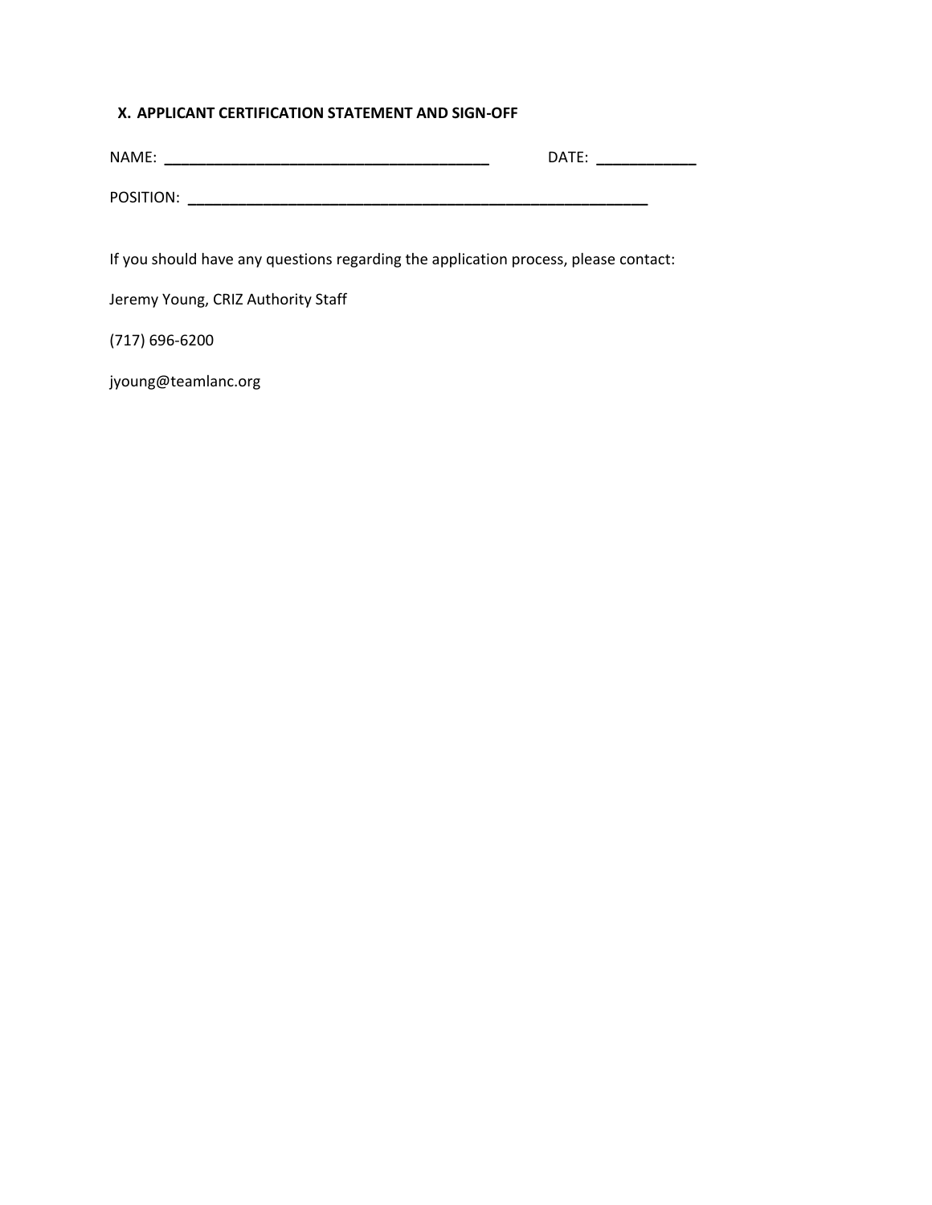### X. APPLICANT CERTIFICATION STATEMENT AND SIGN-OFF

NAME: ________________________________________ DATE: ____________

POSITION: ________________________________________________________

If you should have any questions regarding the application process, please contact:

Jeremy Young, CRIZ Authority Staff

(717) 696-6200

jyoung@teamlanc.org